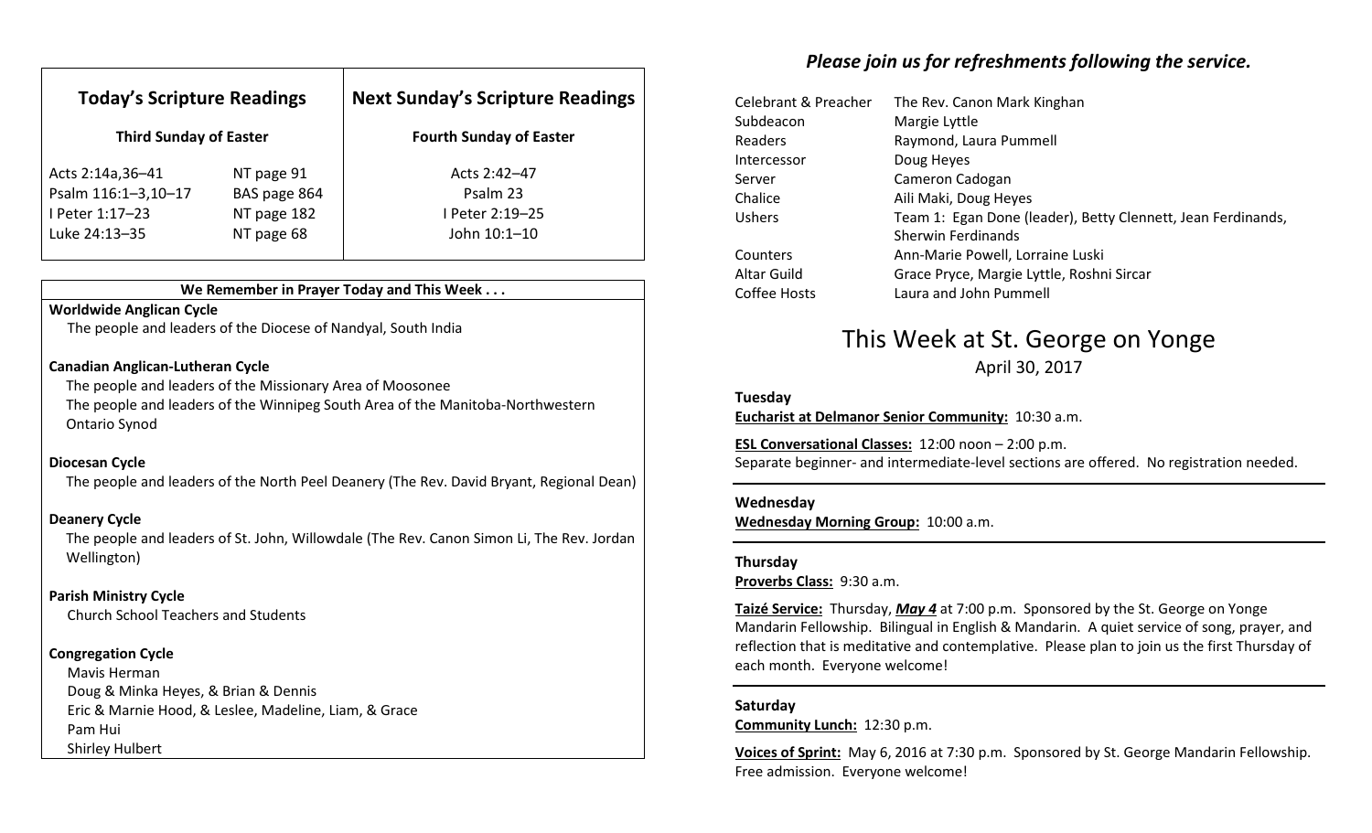| **Today's Scripture Readings** | | **Next Sunday's Scripture Readings** |
|---|---|---|
| **Third Sunday of Easter** | | **Fourth Sunday of Easter** |
| Acts 2:14a,36–41 | NT page 91 | Acts 2:42–47 |
| Psalm 116:1–3,10–17 | BAS page 864 | Psalm 23 |
| I Peter 1:17–23 | NT page 182 | I Peter 2:19–25 |
| Luke 24:13–35 | NT page 68 | John 10:1–10 |

**We Remember in Prayer Today and This Week . . .**

**Worldwide Anglican Cycle**
The people and leaders of the Diocese of Nandyal, South India

**Canadian Anglican-Lutheran Cycle**
The people and leaders of the Missionary Area of Moosonee
The people and leaders of the Winnipeg South Area of the Manitoba-Northwestern Ontario Synod

**Diocesan Cycle**
The people and leaders of the North Peel Deanery (The Rev. David Bryant, Regional Dean)

**Deanery Cycle**
The people and leaders of St. John, Willowdale (The Rev. Canon Simon Li, The Rev. Jordan Wellington)

**Parish Ministry Cycle**
Church School Teachers and Students

**Congregation Cycle**
Mavis Herman
Doug & Minka Heyes, & Brian & Dennis
Eric & Marnie Hood, & Leslee, Madeline, Liam, & Grace
Pam Hui
Shirley Hulbert

***Please join us for refreshments following the service.***

| | |
|---|---|
| Celebrant & Preacher | The Rev. Canon Mark Kinghan |
| Subdeacon | Margie Lyttle |
| Readers | Raymond, Laura Pummell |
| Intercessor | Doug Heyes |
| Server | Cameron Cadogan |
| Chalice | Aili Maki, Doug Heyes |
| Ushers | Team 1: Egan Done (leader), Betty Clennett, Jean Ferdinands, Sherwin Ferdinands |
| Counters | Ann-Marie Powell, Lorraine Luski |
| Altar Guild | Grace Pryce, Margie Lyttle, Roshni Sircar |
| Coffee Hosts | Laura and John Pummell |

# This Week at St. George on Yonge

April 30, 2017

**Tuesday**
**Eucharist at Delmanor Senior Community:** 10:30 a.m.

**ESL Conversational Classes:** 12:00 noon – 2:00 p.m.
Separate beginner- and intermediate-level sections are offered. No registration needed.

**Wednesday**
**Wednesday Morning Group:** 10:00 a.m.

**Thursday**
**Proverbs Class:** 9:30 a.m.

**Taizé Service:** Thursday, ***May 4*** at 7:00 p.m. Sponsored by the St. George on Yonge Mandarin Fellowship. Bilingual in English & Mandarin. A quiet service of song, prayer, and reflection that is meditative and contemplative. Please plan to join us the first Thursday of each month. Everyone welcome!

**Saturday**
**Community Lunch:** 12:30 p.m.

**Voices of Sprint:** May 6, 2016 at 7:30 p.m. Sponsored by St. George Mandarin Fellowship. Free admission. Everyone welcome!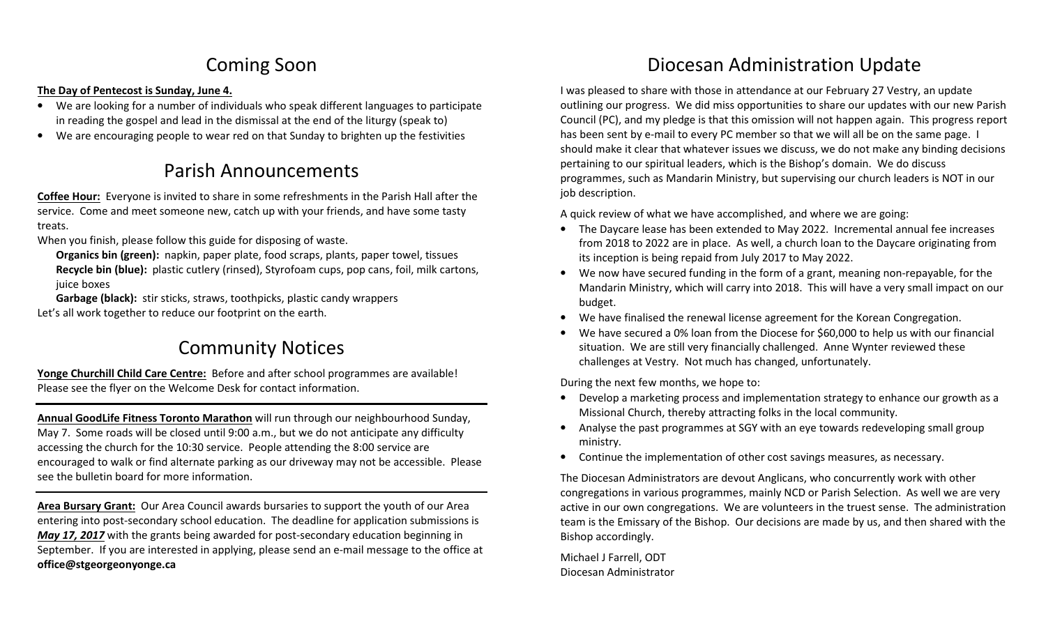# Coming Soon

**The Day of Pentecost is Sunday, June 4.**

- We are looking for a number of individuals who speak different languages to participate in reading the gospel and lead in the dismissal at the end of the liturgy (speak to)
- We are encouraging people to wear red on that Sunday to brighten up the festivities

# Parish Announcements

**Coffee Hour:** Everyone is invited to share in some refreshments in the Parish Hall after the service. Come and meet someone new, catch up with your friends, and have some tasty treats.

When you finish, please follow this guide for disposing of waste.

**Organics bin (green):** napkin, paper plate, food scraps, plants, paper towel, tissues
**Recycle bin (blue):** plastic cutlery (rinsed), Styrofoam cups, pop cans, foil, milk cartons, juice boxes
**Garbage (black):** stir sticks, straws, toothpicks, plastic candy wrappers

Let's all work together to reduce our footprint on the earth.

# Community Notices

**Yonge Churchill Child Care Centre:** Before and after school programmes are available! Please see the flyer on the Welcome Desk for contact information.

---

**Annual GoodLife Fitness Toronto Marathon** will run through our neighbourhood Sunday, May 7. Some roads will be closed until 9:00 a.m., but we do not anticipate any difficulty accessing the church for the 10:30 service. People attending the 8:00 service are encouraged to walk or find alternate parking as our driveway may not be accessible. Please see the bulletin board for more information.

---

**Area Bursary Grant:** Our Area Council awards bursaries to support the youth of our Area entering into post-secondary school education. The deadline for application submissions is ***May 17, 2017*** with the grants being awarded for post-secondary education beginning in September. If you are interested in applying, please send an e-mail message to the office at **office@stgeorgeonyonge.ca**

# Diocesan Administration Update

I was pleased to share with those in attendance at our February 27 Vestry, an update outlining our progress. We did miss opportunities to share our updates with our new Parish Council (PC), and my pledge is that this omission will not happen again. This progress report has been sent by e-mail to every PC member so that we will all be on the same page. I should make it clear that whatever issues we discuss, we do not make any binding decisions pertaining to our spiritual leaders, which is the Bishop's domain. We do discuss programmes, such as Mandarin Ministry, but supervising our church leaders is NOT in our job description.

A quick review of what we have accomplished, and where we are going:

- The Daycare lease has been extended to May 2022. Incremental annual fee increases from 2018 to 2022 are in place. As well, a church loan to the Daycare originating from its inception is being repaid from July 2017 to May 2022.
- We now have secured funding in the form of a grant, meaning non-repayable, for the Mandarin Ministry, which will carry into 2018. This will have a very small impact on our budget.
- We have finalised the renewal license agreement for the Korean Congregation.
- We have secured a 0% loan from the Diocese for $60,000 to help us with our financial situation. We are still very financially challenged. Anne Wynter reviewed these challenges at Vestry. Not much has changed, unfortunately.

During the next few months, we hope to:

- Develop a marketing process and implementation strategy to enhance our growth as a Missional Church, thereby attracting folks in the local community.
- Analyse the past programmes at SGY with an eye towards redeveloping small group ministry.
- Continue the implementation of other cost savings measures, as necessary.

The Diocesan Administrators are devout Anglicans, who concurrently work with other congregations in various programmes, mainly NCD or Parish Selection. As well we are very active in our own congregations. We are volunteers in the truest sense. The administration team is the Emissary of the Bishop. Our decisions are made by us, and then shared with the Bishop accordingly.

Michael J Farrell, ODT
Diocesan Administrator